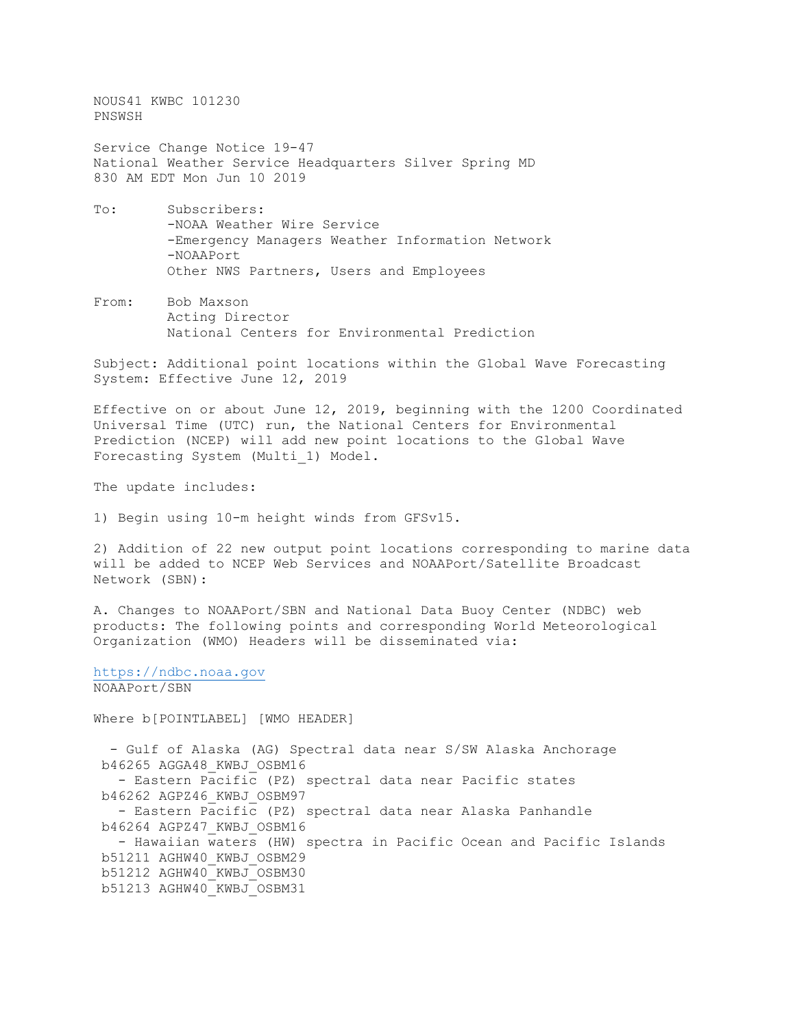NOUS41 KWBC 101230
PNSWSH

Service Change Notice 19-47
National Weather Service Headquarters Silver Spring MD
830 AM EDT Mon Jun 10 2019

To: Subscribers:
-NOAA Weather Wire Service
-Emergency Managers Weather Information Network
-NOAAPort
Other NWS Partners, Users and Employees

From: Bob Maxson
Acting Director
National Centers for Environmental Prediction

Subject: Additional point locations within the Global Wave Forecasting System: Effective June 12, 2019

Effective on or about June 12, 2019, beginning with the 1200 Coordinated Universal Time (UTC) run, the National Centers for Environmental Prediction (NCEP) will add new point locations to the Global Wave Forecasting System (Multi_1) Model.

The update includes:

1) Begin using 10-m height winds from GFSv15.

2) Addition of 22 new output point locations corresponding to marine data will be added to NCEP Web Services and NOAAPort/Satellite Broadcast Network (SBN):

A. Changes to NOAAPort/SBN and National Data Buoy Center (NDBC) web products: The following points and corresponding World Meteorological Organization (WMO) Headers will be disseminated via:

https://ndbc.noaa.gov
NOAAPort/SBN

Where b[POINTLABEL] [WMO HEADER]

- Gulf of Alaska (AG) Spectral data near S/SW Alaska Anchorage
b46265 AGGA48_KWBJ_OSBM16
- Eastern Pacific (PZ) spectral data near Pacific states
b46262 AGPZ46_KWBJ_OSBM97
- Eastern Pacific (PZ) spectral data near Alaska Panhandle
b46264 AGPZ47_KWBJ_OSBM16
- Hawaiian waters (HW) spectra in Pacific Ocean and Pacific Islands
b51211 AGHW40_KWBJ_OSBM29
b51212 AGHW40_KWBJ_OSBM30
b51213 AGHW40_KWBJ_OSBM31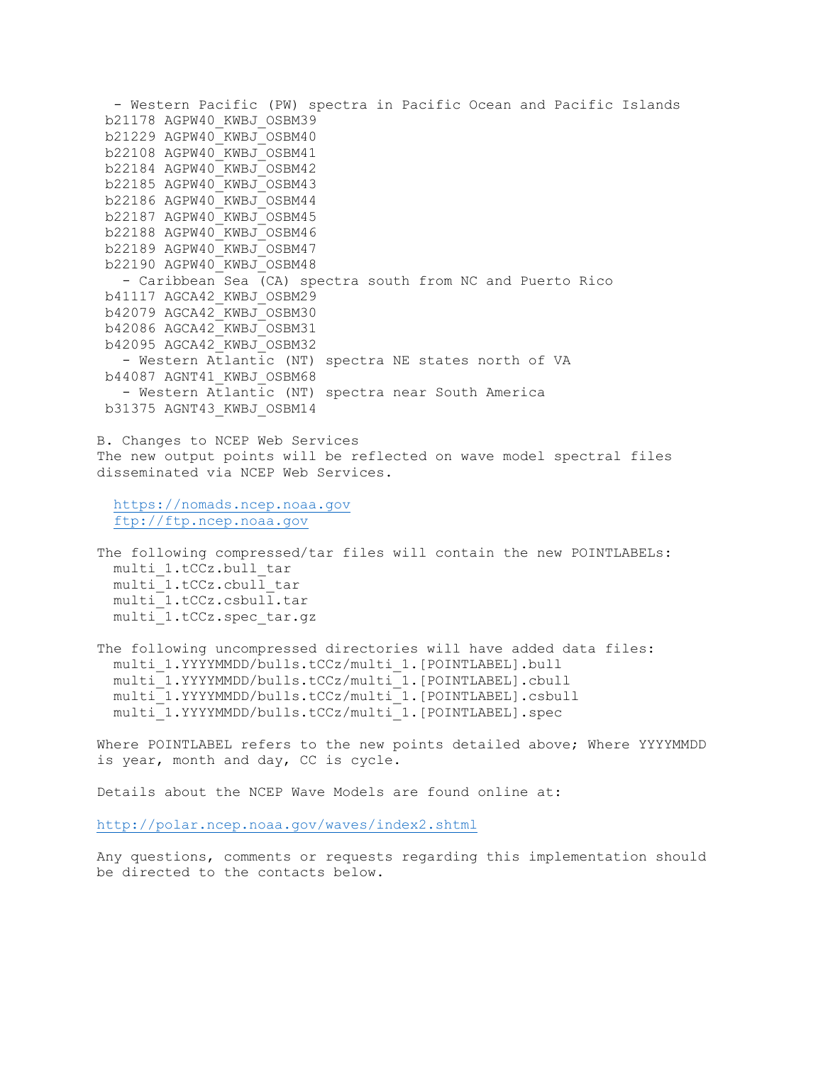```
  - Western Pacific (PW) spectra in Pacific Ocean and Pacific Islands
 b21178 AGPW40_KWBJ_OSBM39
 b21229 AGPW40_KWBJ_OSBM40
 b22108 AGPW40_KWBJ_OSBM41
 b22184 AGPW40_KWBJ_OSBM42
 b22185 AGPW40_KWBJ_OSBM43
 b22186 AGPW40_KWBJ_OSBM44
 b22187 AGPW40_KWBJ_OSBM45
 b22188 AGPW40_KWBJ_OSBM46
 b22189 AGPW40_KWBJ_OSBM47
 b22190 AGPW40_KWBJ_OSBM48
   - Caribbean Sea (CA) spectra south from NC and Puerto Rico
 b41117 AGCA42_KWBJ_OSBM29
 b42079 AGCA42_KWBJ_OSBM30
 b42086 AGCA42_KWBJ_OSBM31
 b42095 AGCA42_KWBJ_OSBM32
   - Western Atlantic (NT) spectra NE states north of VA
 b44087 AGNT41_KWBJ_OSBM68
   - Western Atlantic (NT) spectra near South America
 b31375 AGNT43_KWBJ_OSBM14
```

B. Changes to NCEP Web Services
The new output points will be reflected on wave model spectral files disseminated via NCEP Web Services.

https://nomads.ncep.noaa.gov
ftp://ftp.ncep.noaa.gov

The following compressed/tar files will contain the new POINTLABELs:

```
  multi_1.tCCz.bull_tar
  multi_1.tCCz.cbull_tar
  multi_1.tCCz.csbull.tar
  multi_1.tCCz.spec_tar.gz
```

The following uncompressed directories will have added data files:

```
  multi_1.YYYYMMDD/bulls.tCCz/multi_1.[POINTLABEL].bull
  multi_1.YYYYMMDD/bulls.tCCz/multi_1.[POINTLABEL].cbull
  multi_1.YYYYMMDD/bulls.tCCz/multi_1.[POINTLABEL].csbull
  multi_1.YYYYMMDD/bulls.tCCz/multi_1.[POINTLABEL].spec
```

Where POINTLABEL refers to the new points detailed above; Where YYYYMMDD is year, month and day, CC is cycle.

Details about the NCEP Wave Models are found online at:

http://polar.ncep.noaa.gov/waves/index2.shtml

Any questions, comments or requests regarding this implementation should be directed to the contacts below.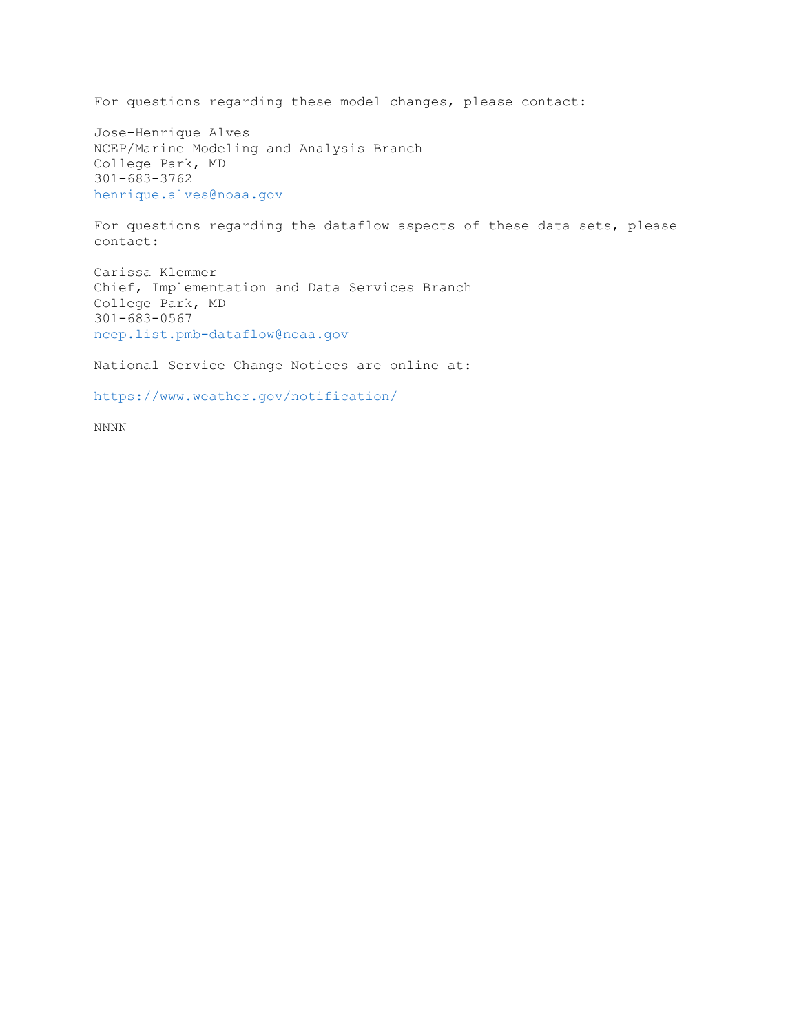For questions regarding these model changes, please contact:

Jose-Henrique Alves
NCEP/Marine Modeling and Analysis Branch
College Park, MD
301-683-3762
henrique.alves@noaa.gov

For questions regarding the dataflow aspects of these data sets, please contact:

Carissa Klemmer
Chief, Implementation and Data Services Branch
College Park, MD
301-683-0567
ncep.list.pmb-dataflow@noaa.gov

National Service Change Notices are online at:

https://www.weather.gov/notification/

NNNN